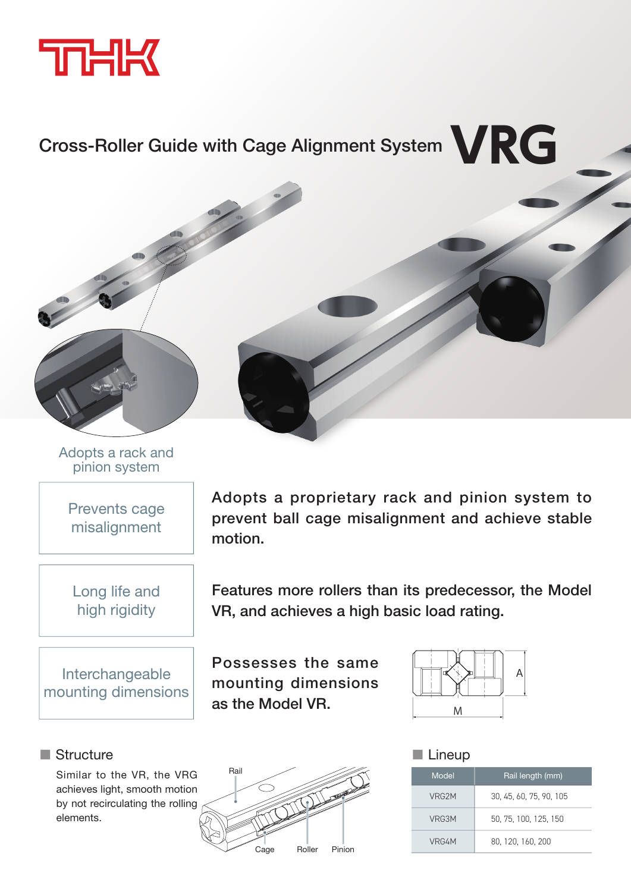THK

# Cross-Roller Guide with Cage Alignment System VRG

Adopts a rack and pinion system

| Prevents cage misalignment | **Adopts a proprietary rack and pinion system to prevent ball cage misalignment and achieve stable motion.** |
|---|---|
| Long life and high rigidity | **Features more rollers than its predecessor, the Model VR, and achieves a high basic load rating.** |
| Interchangeable mounting dimensions | **Possesses the same mounting dimensions as the Model VR.** |

A

M

## Structure

Similar to the VR, the VRG achieves light, smooth motion by not recirculating the rolling elements.

Rail

Cage

Roller

Pinion

## Lineup

| Model | Rail length (mm) |
|---|---|
| VRG2M | 30, 45, 60, 75, 90, 105 |
| VRG3M | 50, 75, 100, 125, 150 |
| VRG4M | 80, 120, 160, 200 |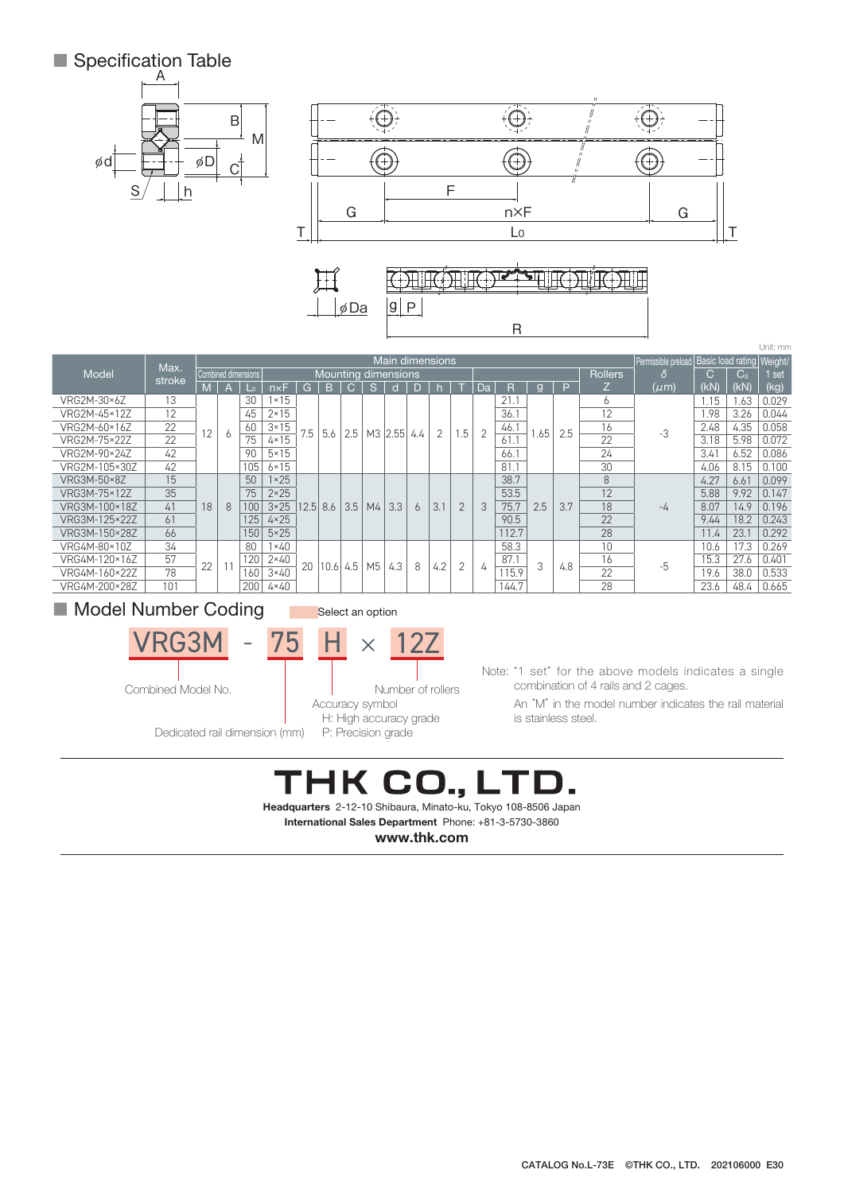## Specification Table

A
B
M
ϕd
ϕD
C
S
h
F
G
n×F
G
T
$L_0$
T
ϕDa
g
P
R

Unit: mm

| Model | Max. stroke | Main dimensions | | | | | | | | | | | | | | | | | Permissible preload | Basic load rating | | Weight/ |
|---|---|---|---|---|---|---|---|---|---|---|---|---|---|---|---|---|---|---|---|---|---|---|
| | | Combined dimensions | | Mounting dimensions | | | | | | | | | | | | | | Rollers | δ | C | $C_0$ | 1 set |
| | | M | A | $L_0$ | n×F | G | B | C | S | d | D | h | T | Da | R | g | P | Z | (μm) | (kN) | (kN) | (kg) |
| VRG2M-30×6Z | 13 | 12 | 6 | 30 | 1×15 | 7.5 | 5.6 | 2.5 | M3 | 2.55 | 4.4 | 2 | 1.5 | 2 | 21.1 | 1.65 | 2.5 | 6 | -3 | 1.15 | 1.63 | 0.029 |
| VRG2M-45×12Z | 12 | | | 45 | 2×15 | | | | | | | | | | 36.1 | | | 12 | | 1.98 | 3.26 | 0.044 |
| VRG2M-60×16Z | 22 | | | 60 | 3×15 | | | | | | | | | | 46.1 | | | 16 | | 2.48 | 4.35 | 0.058 |
| VRG2M-75×22Z | 22 | | | 75 | 4×15 | | | | | | | | | | 61.1 | | | 22 | | 3.18 | 5.98 | 0.072 |
| VRG2M-90×24Z | 42 | | | 90 | 5×15 | | | | | | | | | | 66.1 | | | 24 | | 3.41 | 6.52 | 0.086 |
| VRG2M-105×30Z | 42 | | | 105 | 6×15 | | | | | | | | | | 81.1 | | | 30 | | 4.06 | 8.15 | 0.100 |
| VRG3M-50×8Z | 15 | 18 | 8 | 50 | 1×25 | 12.5 | 8.6 | 3.5 | M4 | 3.3 | 6 | 3.1 | 2 | 3 | 38.7 | 2.5 | 3.7 | 8 | -4 | 4.27 | 6.61 | 0.099 |
| VRG3M-75×12Z | 35 | | | 75 | 2×25 | | | | | | | | | | 53.5 | | | 12 | | 5.88 | 9.92 | 0.147 |
| VRG3M-100×18Z | 41 | | | 100 | 3×25 | | | | | | | | | | 75.7 | | | 18 | | 8.07 | 14.9 | 0.196 |
| VRG3M-125×22Z | 61 | | | 125 | 4×25 | | | | | | | | | | 90.5 | | | 22 | | 9.44 | 18.2 | 0.243 |
| VRG3M-150×28Z | 66 | | | 150 | 5×25 | | | | | | | | | | 112.7 | | | 28 | | 11.4 | 23.1 | 0.292 |
| VRG4M-80×10Z | 34 | 22 | 11 | 80 | 1×40 | 20 | 10.6 | 4.5 | M5 | 4.3 | 8 | 4.2 | 2 | 4 | 58.3 | 3 | 4.8 | 10 | -5 | 10.6 | 17.3 | 0.269 |
| VRG4M-120×16Z | 57 | | | 120 | 2×40 | | | | | | | | | | 87.1 | | | 16 | | 15.3 | 27.6 | 0.401 |
| VRG4M-160×22Z | 78 | | | 160 | 3×40 | | | | | | | | | | 115.9 | | | 22 | | 19.6 | 38.0 | 0.533 |
| VRG4M-200×28Z | 101 | | | 200 | 4×40 | | | | | | | | | | 144.7 | | | 28 | | 23.6 | 48.4 | 0.665 |

## Model Number Coding

Select an option

VRG3M - 75 H × 12Z

- Combined Model No.
- Dedicated rail dimension (mm)
- Accuracy symbol
  - H: High accuracy grade
  - P: Precision grade
- Number of rollers

Note: "1 set" for the above models indicates a single combination of 4 rails and 2 cages.

An "M" in the model number indicates the rail material is stainless steel.

# THK CO., LTD.

**Headquarters** 2-12-10 Shibaura, Minato-ku, Tokyo 108-8506 Japan
**International Sales Department** Phone: +81-3-5730-3860
**www.thk.com**

CATALOG No.L-73E ©THK CO., LTD. 202106000 E30